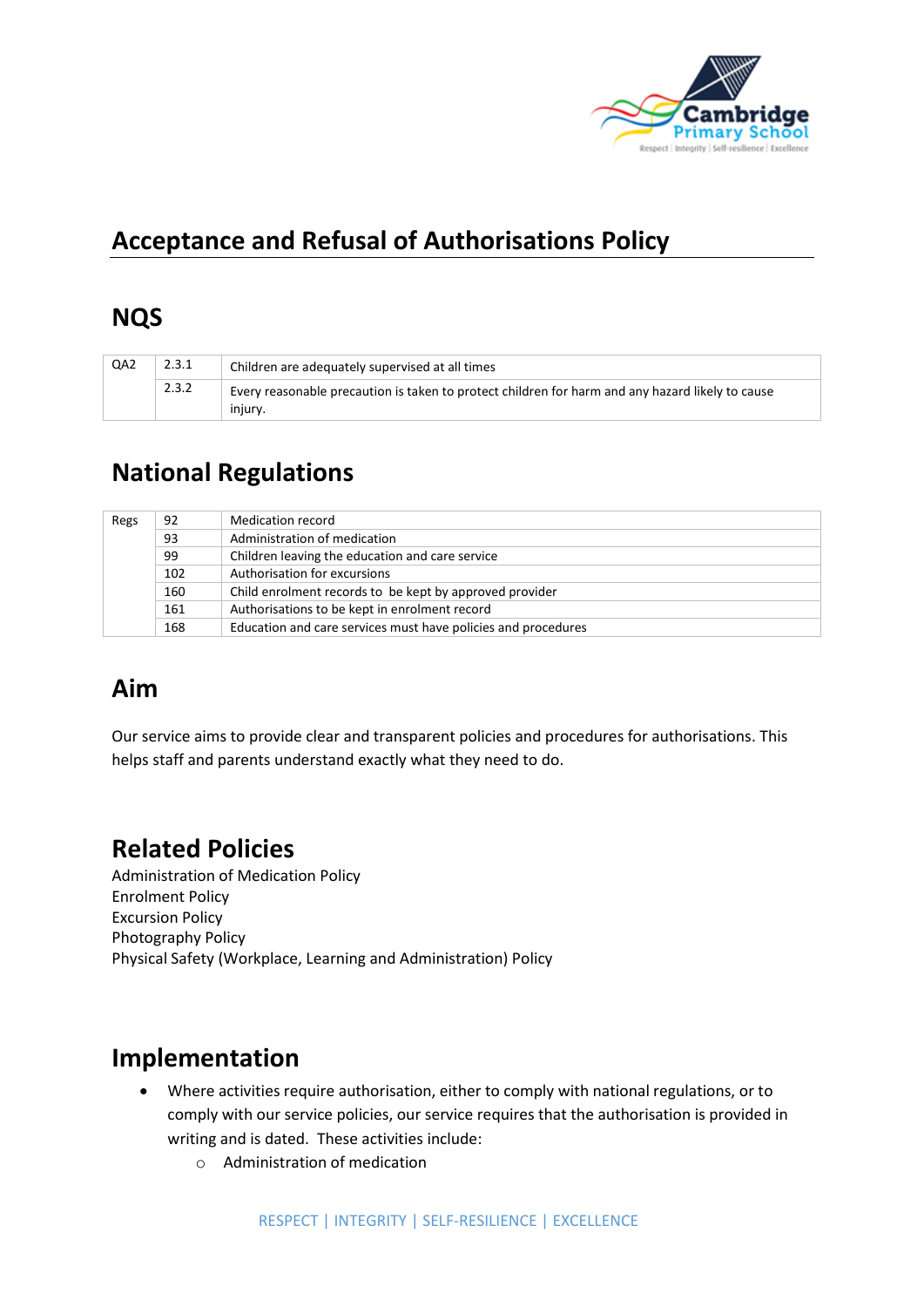# Acceptance and Refusal of Authorisations Policy

## NQS

| | | |
|---|---|---|
| QA2 | 2.3.1 | Children are adequately supervised at all times |
| | 2.3.2 | Every reasonable precaution is taken to protect children for harm and any hazard likely to cause injury. |

## National Regulations

| | | |
|---|---|---|
| Regs | 92 | Medication record |
| | 93 | Administration of medication |
| | 99 | Children leaving the education and care service |
| | 102 | Authorisation for excursions |
| | 160 | Child enrolment records to be kept by approved provider |
| | 161 | Authorisations to be kept in enrolment record |
| | 168 | Education and care services must have policies and procedures |

## Aim

Our service aims to provide clear and transparent policies and procedures for authorisations. This helps staff and parents understand exactly what they need to do.

## Related Policies

Administration of Medication Policy
Enrolment Policy
Excursion Policy
Photography Policy
Physical Safety (Workplace, Learning and Administration) Policy

## Implementation

- Where activities require authorisation, either to comply with national regulations, or to comply with our service policies, our service requires that the authorisation is provided in writing and is dated. These activities include:
  - Administration of medication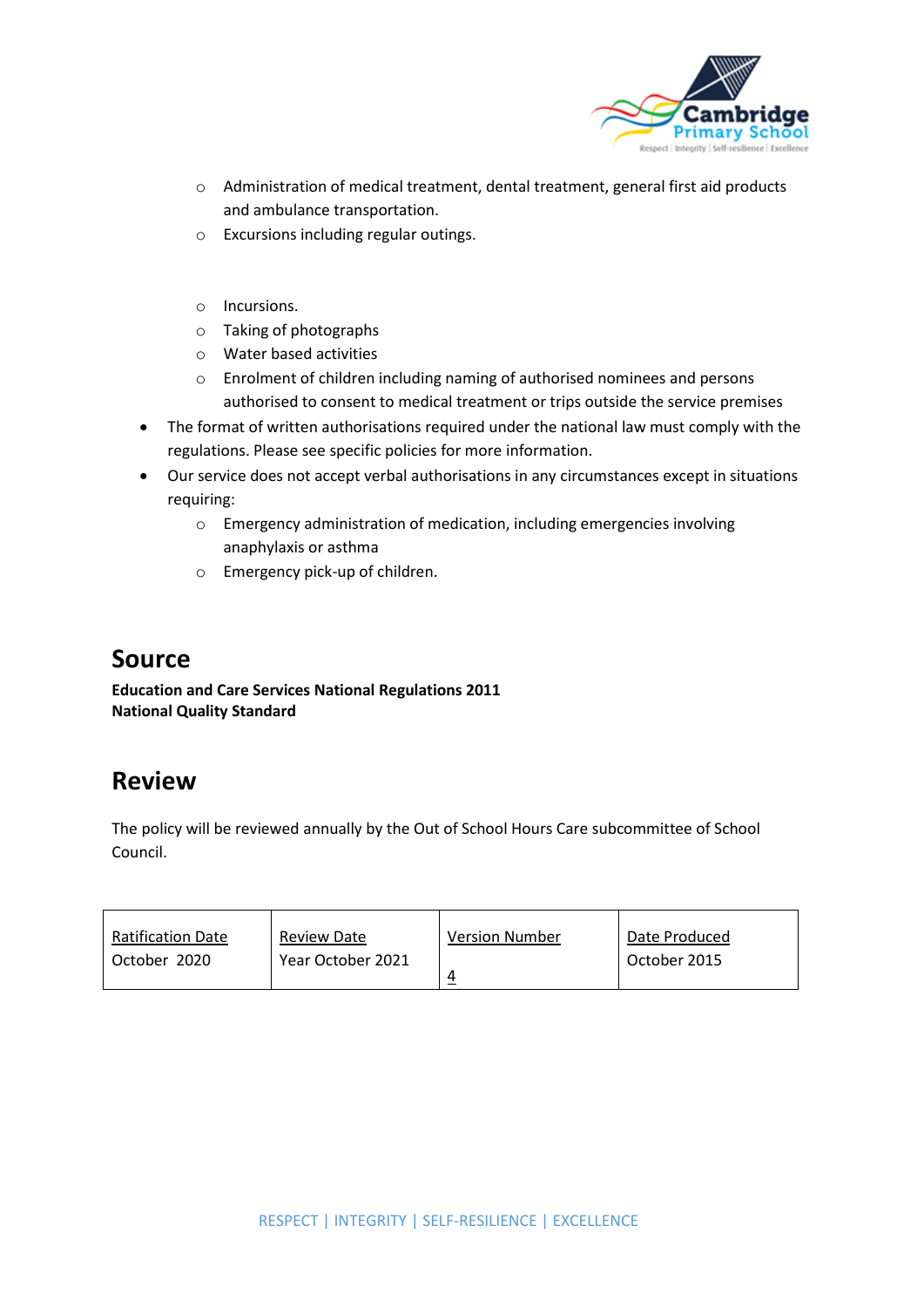- Administration of medical treatment, dental treatment, general first aid products and ambulance transportation.
    - Excursions including regular outings.
    - Incursions.
    - Taking of photographs
    - Water based activities
    - Enrolment of children including naming of authorised nominees and persons authorised to consent to medical treatment or trips outside the service premises
- The format of written authorisations required under the national law must comply with the regulations. Please see specific policies for more information.
- Our service does not accept verbal authorisations in any circumstances except in situations requiring:
    - Emergency administration of medication, including emergencies involving anaphylaxis or asthma
    - Emergency pick-up of children.

## Source

**Education and Care Services National Regulations 2011**
**National Quality Standard**

## Review

The policy will be reviewed annually by the Out of School Hours Care subcommittee of School Council.

| Ratification Date | Review Date | Version Number | Date Produced |
|---|---|---|---|
| October 2020 | Year October 2021 | 4 | October 2015 |